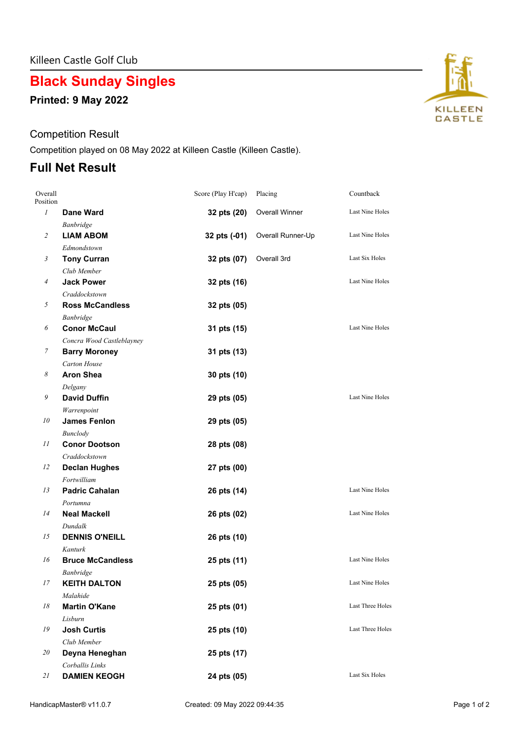Killeen Castle Golf Club

# Black Sunday Singles

**Printed: 9 May 2022**

Competition Result

Competition played on 08 May 2022 at Killeen Castle (Killeen Castle).

## Full Net Result

| Overall Position | | Score (Play H'cap) | Placing | Countback |
|---|---|---|---|---|
| 1 | **Dane Ward**<br>*Banbridge* | **32 pts (20)** | Overall Winner | Last Nine Holes |
| 2 | **LIAM ABOM**<br>*Edmondstown* | **32 pts (-01)** | Overall Runner-Up | Last Nine Holes |
| 3 | **Tony Curran**<br>*Club Member* | **32 pts (07)** | Overall 3rd | Last Six Holes |
| 4 | **Jack Power**<br>*Craddockstown* | **32 pts (16)** | | Last Nine Holes |
| 5 | **Ross McCandless**<br>*Banbridge* | **32 pts (05)** | | |
| 6 | **Conor McCaul**<br>*Concra Wood Castleblayney* | **31 pts (15)** | | Last Nine Holes |
| 7 | **Barry Moroney**<br>*Carton House* | **31 pts (13)** | | |
| 8 | **Aron Shea**<br>*Delgany* | **30 pts (10)** | | |
| 9 | **David Duffin**<br>*Warrenpoint* | **29 pts (05)** | | Last Nine Holes |
| 10 | **James Fenlon**<br>*Bunclody* | **29 pts (05)** | | |
| 11 | **Conor Dootson**<br>*Craddockstown* | **28 pts (08)** | | |
| 12 | **Declan Hughes**<br>*Fortwilliam* | **27 pts (00)** | | |
| 13 | **Padric Cahalan**<br>*Portumna* | **26 pts (14)** | | Last Nine Holes |
| 14 | **Neal Mackell**<br>*Dundalk* | **26 pts (02)** | | Last Nine Holes |
| 15 | **DENNIS O'NEILL**<br>*Kanturk* | **26 pts (10)** | | |
| 16 | **Bruce McCandless**<br>*Banbridge* | **25 pts (11)** | | Last Nine Holes |
| 17 | **KEITH DALTON**<br>*Malahide* | **25 pts (05)** | | Last Nine Holes |
| 18 | **Martin O'Kane**<br>*Lisburn* | **25 pts (01)** | | Last Three Holes |
| 19 | **Josh Curtis**<br>*Club Member* | **25 pts (10)** | | Last Three Holes |
| 20 | **Deyna Heneghan**<br>*Corballis Links* | **25 pts (17)** | | |
| 21 | **DAMIEN KEOGH** | **24 pts (05)** | | Last Six Holes |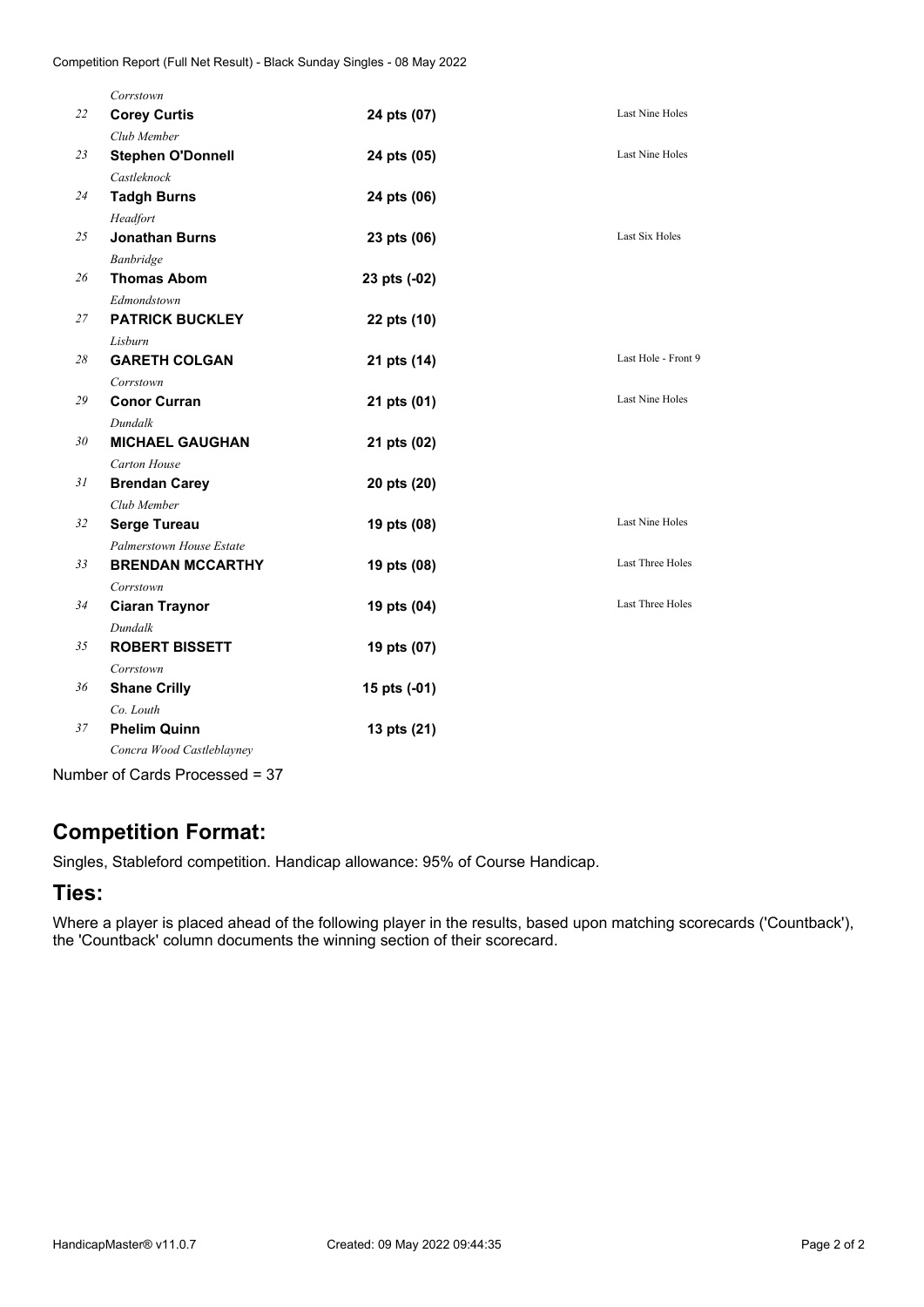| | | | |
|---|---|---|---|
| | *Corrstown* | | |
| 22 | **Corey Curtis** | **24 pts (07)** | Last Nine Holes |
| | *Club Member* | | |
| 23 | **Stephen O'Donnell** | **24 pts (05)** | Last Nine Holes |
| | *Castleknock* | | |
| 24 | **Tadgh Burns** | **24 pts (06)** | |
| | *Headfort* | | |
| 25 | **Jonathan Burns** | **23 pts (06)** | Last Six Holes |
| | *Banbridge* | | |
| 26 | **Thomas Abom** | **23 pts (-02)** | |
| | *Edmondstown* | | |
| 27 | **PATRICK BUCKLEY** | **22 pts (10)** | |
| | *Lisburn* | | |
| 28 | **GARETH COLGAN** | **21 pts (14)** | Last Hole - Front 9 |
| | *Corrstown* | | |
| 29 | **Conor Curran** | **21 pts (01)** | Last Nine Holes |
| | *Dundalk* | | |
| 30 | **MICHAEL GAUGHAN** | **21 pts (02)** | |
| | *Carton House* | | |
| 31 | **Brendan Carey** | **20 pts (20)** | |
| | *Club Member* | | |
| 32 | **Serge Tureau** | **19 pts (08)** | Last Nine Holes |
| | *Palmerstown House Estate* | | |
| 33 | **BRENDAN MCCARTHY** | **19 pts (08)** | Last Three Holes |
| | *Corrstown* | | |
| 34 | **Ciaran Traynor** | **19 pts (04)** | Last Three Holes |
| | *Dundalk* | | |
| 35 | **ROBERT BISSETT** | **19 pts (07)** | |
| | *Corrstown* | | |
| 36 | **Shane Crilly** | **15 pts (-01)** | |
| | *Co. Louth* | | |
| 37 | **Phelim Quinn** | **13 pts (21)** | |
| | *Concra Wood Castleblayney* | | |

Number of Cards Processed = 37

## Competition Format:

Singles, Stableford competition. Handicap allowance: 95% of Course Handicap.

## Ties:

Where a player is placed ahead of the following player in the results, based upon matching scorecards ('Countback'), the 'Countback' column documents the winning section of their scorecard.